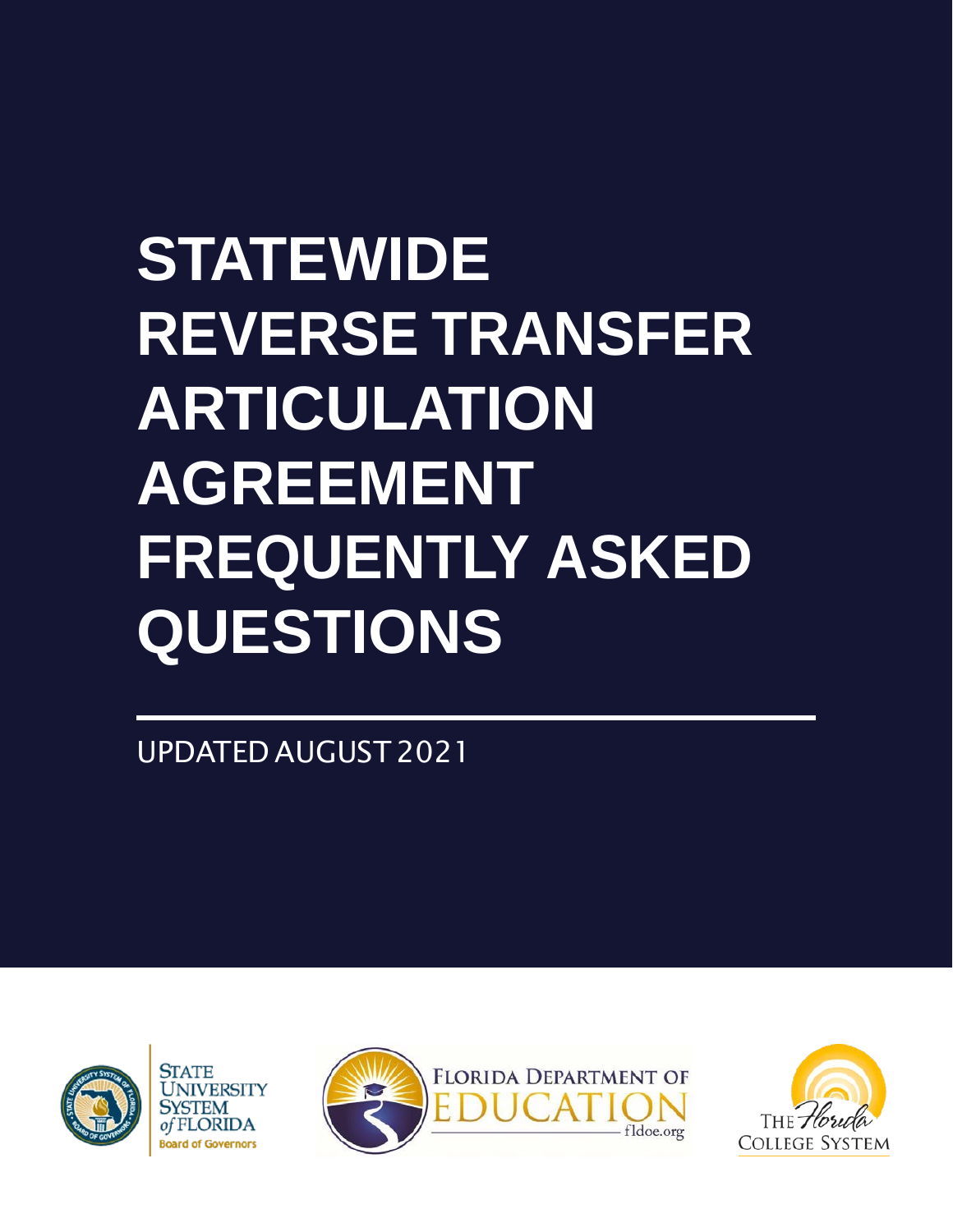# STATEWIDE REVERSE TRANSFER ARTICULATION AGREEMENT FREQUENTLY ASKED QUESTIONS

UPDATED AUGUST 2021

STATE UNIVERSITY SYSTEM *of* FLORIDA
Board of Governors

FLORIDA DEPARTMENT OF EDUCATION
fldoe.org

THE *Florida* COLLEGE SYSTEM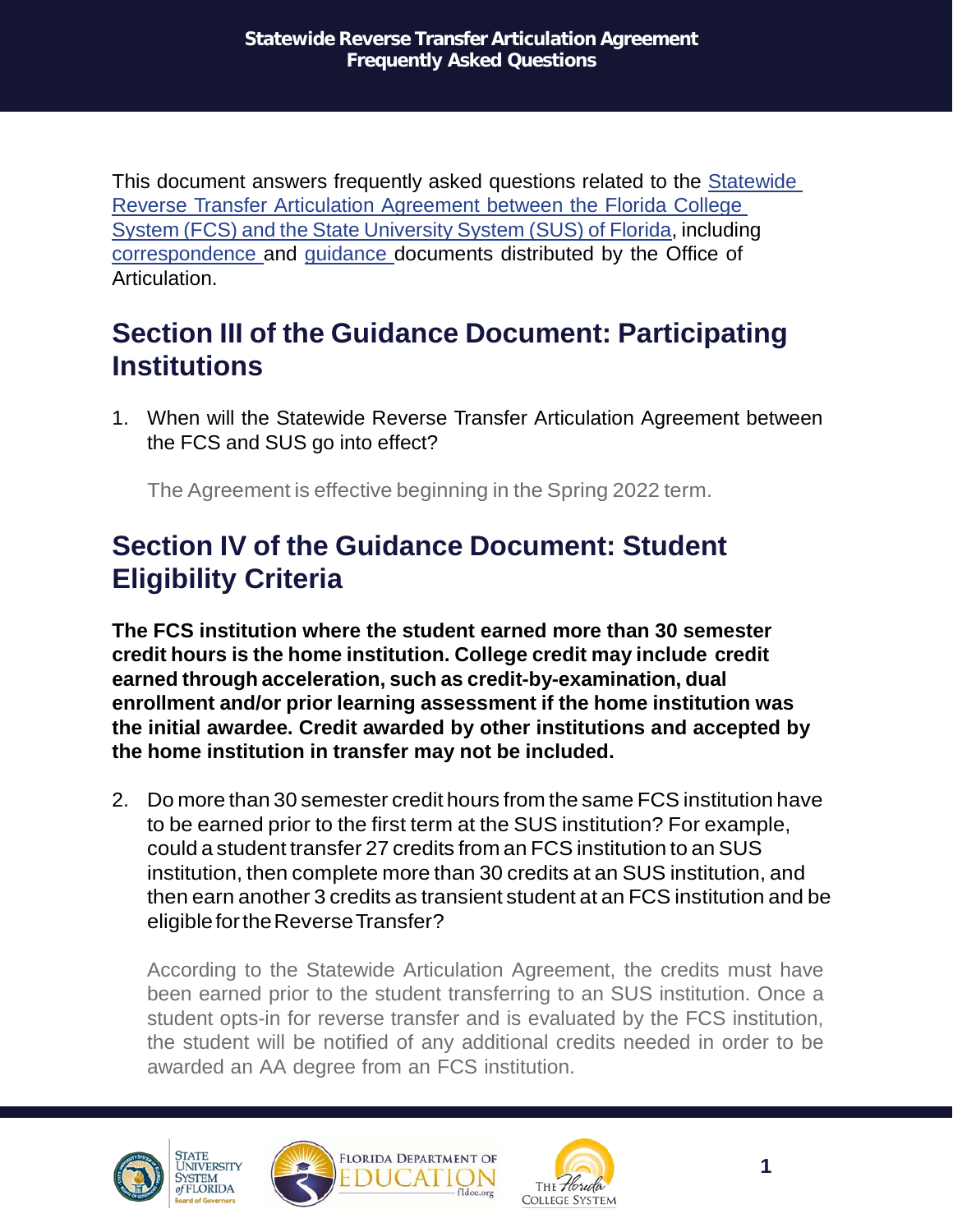# Statewide Reverse Transfer Articulation Agreement Frequently Asked Questions

This document answers frequently asked questions related to the Statewide Reverse Transfer Articulation Agreement between the Florida College System (FCS) and the State University System (SUS) of Florida, including correspondence and guidance documents distributed by the Office of Articulation.

## Section III of the Guidance Document: Participating Institutions

1. When will the Statewide Reverse Transfer Articulation Agreement between the FCS and SUS go into effect?

   The Agreement is effective beginning in the Spring 2022 term.

## Section IV of the Guidance Document: Student Eligibility Criteria

**The FCS institution where the student earned more than 30 semester credit hours is the home institution. College credit may include credit earned through acceleration, such as credit-by-examination, dual enrollment and/or prior learning assessment if the home institution was the initial awardee. Credit awarded by other institutions and accepted by the home institution in transfer may not be included.**

2. Do more than 30 semester credit hours from the same FCS institution have to be earned prior to the first term at the SUS institution? For example, could a student transfer 27 credits from an FCS institution to an SUS institution, then complete more than 30 credits at an SUS institution, and then earn another 3 credits as transient student at an FCS institution and be eligible for the Reverse Transfer?

   According to the Statewide Articulation Agreement, the credits must have been earned prior to the student transferring to an SUS institution. Once a student opts-in for reverse transfer and is evaluated by the FCS institution, the student will be notified of any additional credits needed in order to be awarded an AA degree from an FCS institution.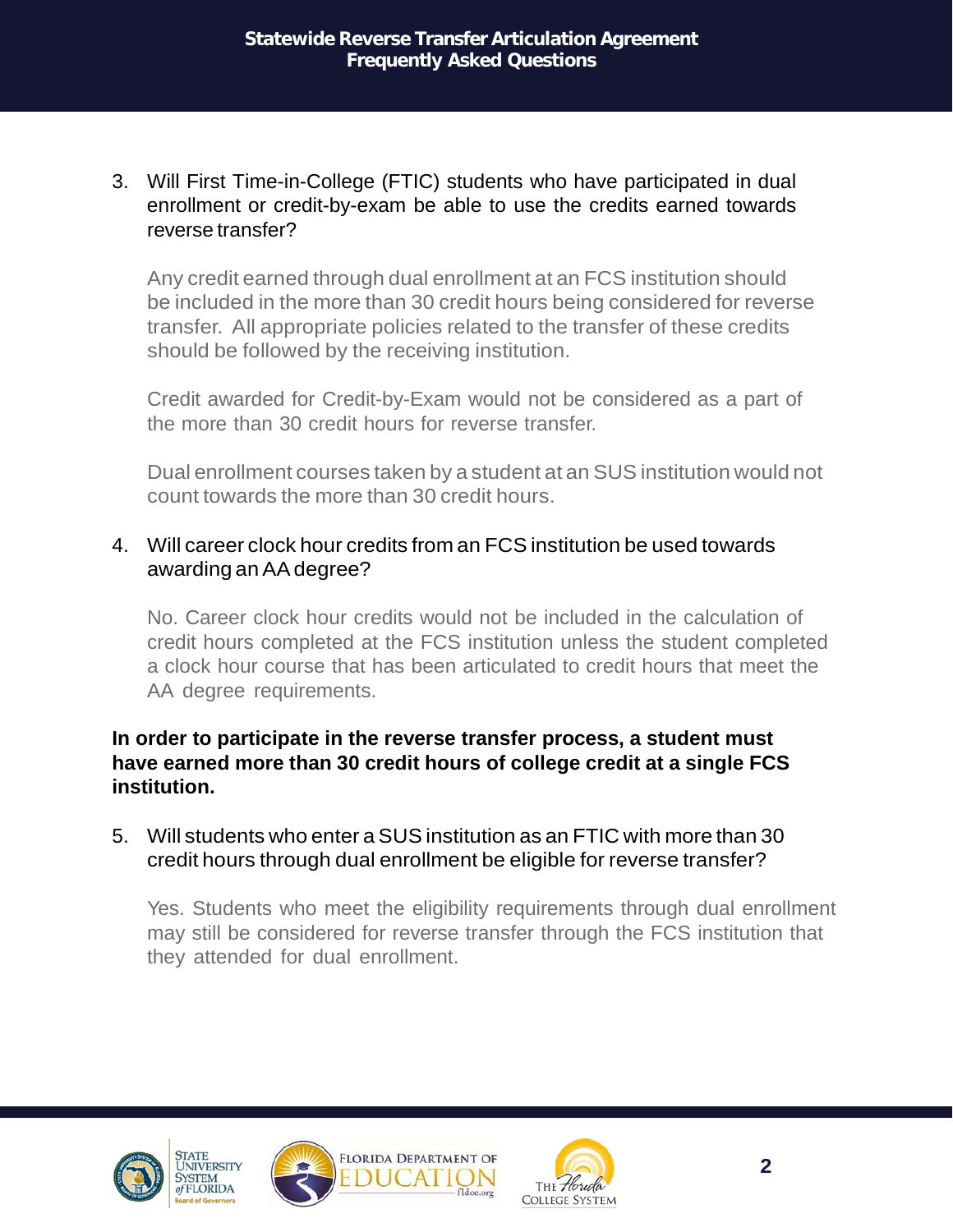3. Will First Time-in-College (FTIC) students who have participated in dual enrollment or credit-by-exam be able to use the credits earned towards reverse transfer?

   Any credit earned through dual enrollment at an FCS institution should be included in the more than 30 credit hours being considered for reverse transfer. All appropriate policies related to the transfer of these credits should be followed by the receiving institution.

   Credit awarded for Credit-by-Exam would not be considered as a part of the more than 30 credit hours for reverse transfer.

   Dual enrollment courses taken by a student at an SUS institution would not count towards the more than 30 credit hours.

4. Will career clock hour credits from an FCS institution be used towards awarding an AA degree?

   No. Career clock hour credits would not be included in the calculation of credit hours completed at the FCS institution unless the student completed a clock hour course that has been articulated to credit hours that meet the AA degree requirements.

**In order to participate in the reverse transfer process, a student must have earned more than 30 credit hours of college credit at a single FCS institution.**

5. Will students who enter a SUS institution as an FTIC with more than 30 credit hours through dual enrollment be eligible for reverse transfer?

   Yes. Students who meet the eligibility requirements through dual enrollment may still be considered for reverse transfer through the FCS institution that they attended for dual enrollment.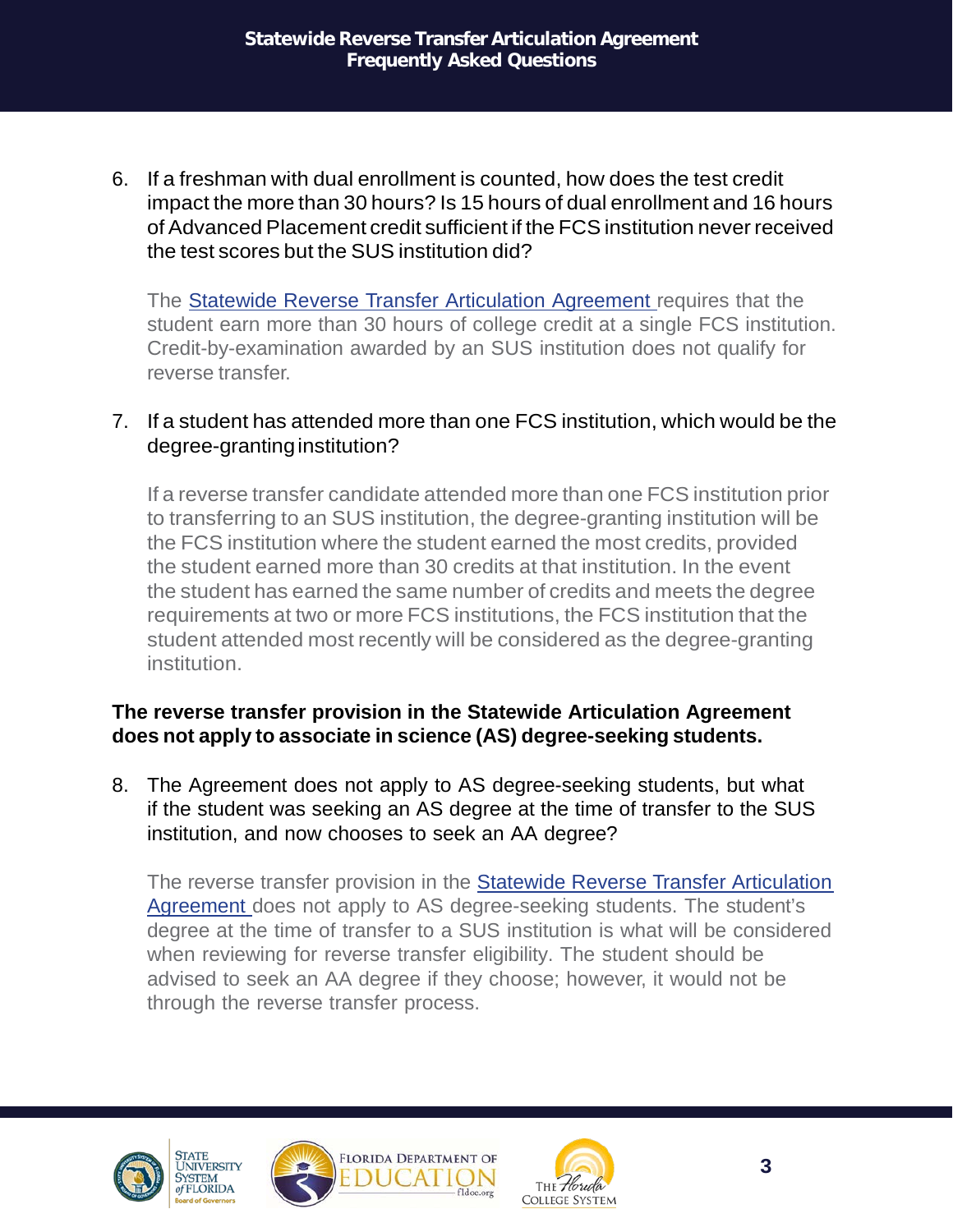6. If a freshman with dual enrollment is counted, how does the test credit impact the more than 30 hours? Is 15 hours of dual enrollment and 16 hours of Advanced Placement credit sufficient if the FCS institution never received the test scores but the SUS institution did?

   The Statewide Reverse Transfer Articulation Agreement requires that the student earn more than 30 hours of college credit at a single FCS institution. Credit-by-examination awarded by an SUS institution does not qualify for reverse transfer.

7. If a student has attended more than one FCS institution, which would be the degree-granting institution?

   If a reverse transfer candidate attended more than one FCS institution prior to transferring to an SUS institution, the degree-granting institution will be the FCS institution where the student earned the most credits, provided the student earned more than 30 credits at that institution. In the event the student has earned the same number of credits and meets the degree requirements at two or more FCS institutions, the FCS institution that the student attended most recently will be considered as the degree-granting institution.

**The reverse transfer provision in the Statewide Articulation Agreement does not apply to associate in science (AS) degree-seeking students.**

8. The Agreement does not apply to AS degree-seeking students, but what if the student was seeking an AS degree at the time of transfer to the SUS institution, and now chooses to seek an AA degree?

   The reverse transfer provision in the Statewide Reverse Transfer Articulation Agreement does not apply to AS degree-seeking students. The student's degree at the time of transfer to a SUS institution is what will be considered when reviewing for reverse transfer eligibility. The student should be advised to seek an AA degree if they choose; however, it would not be through the reverse transfer process.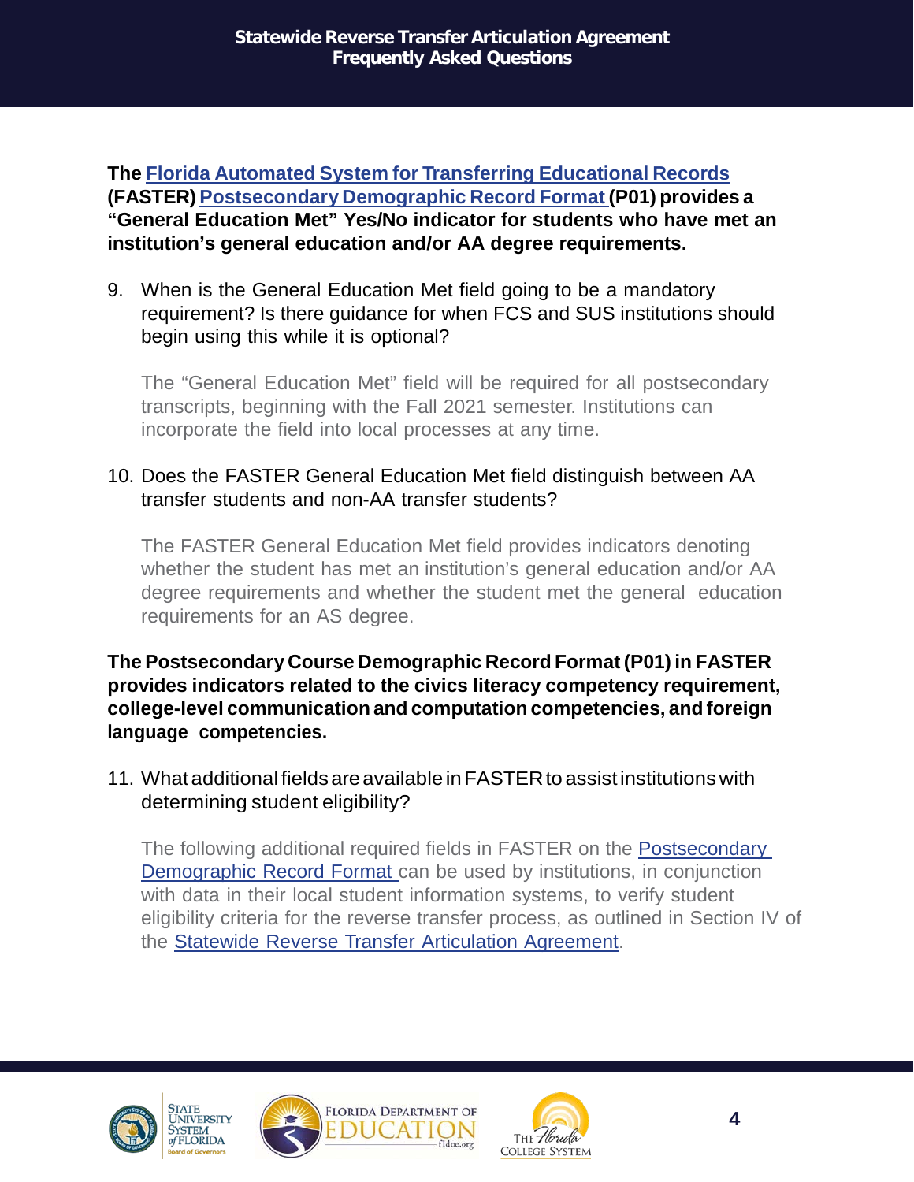**The Florida Automated System for Transferring Educational Records (FASTER) Postsecondary Demographic Record Format (P01) provides a "General Education Met" Yes/No indicator for students who have met an institution's general education and/or AA degree requirements.**

9. When is the General Education Met field going to be a mandatory requirement? Is there guidance for when FCS and SUS institutions should begin using this while it is optional?

   The "General Education Met" field will be required for all postsecondary transcripts, beginning with the Fall 2021 semester. Institutions can incorporate the field into local processes at any time.

10. Does the FASTER General Education Met field distinguish between AA transfer students and non-AA transfer students?

    The FASTER General Education Met field provides indicators denoting whether the student has met an institution's general education and/or AA degree requirements and whether the student met the general education requirements for an AS degree.

**The Postsecondary Course Demographic Record Format (P01) in FASTER provides indicators related to the civics literacy competency requirement, college-level communication and computation competencies, and foreign language competencies.**

11. What additional fields are available in FASTER to assist institutions with determining student eligibility?

    The following additional required fields in FASTER on the Postsecondary Demographic Record Format can be used by institutions, in conjunction with data in their local student information systems, to verify student eligibility criteria for the reverse transfer process, as outlined in Section IV of the Statewide Reverse Transfer Articulation Agreement.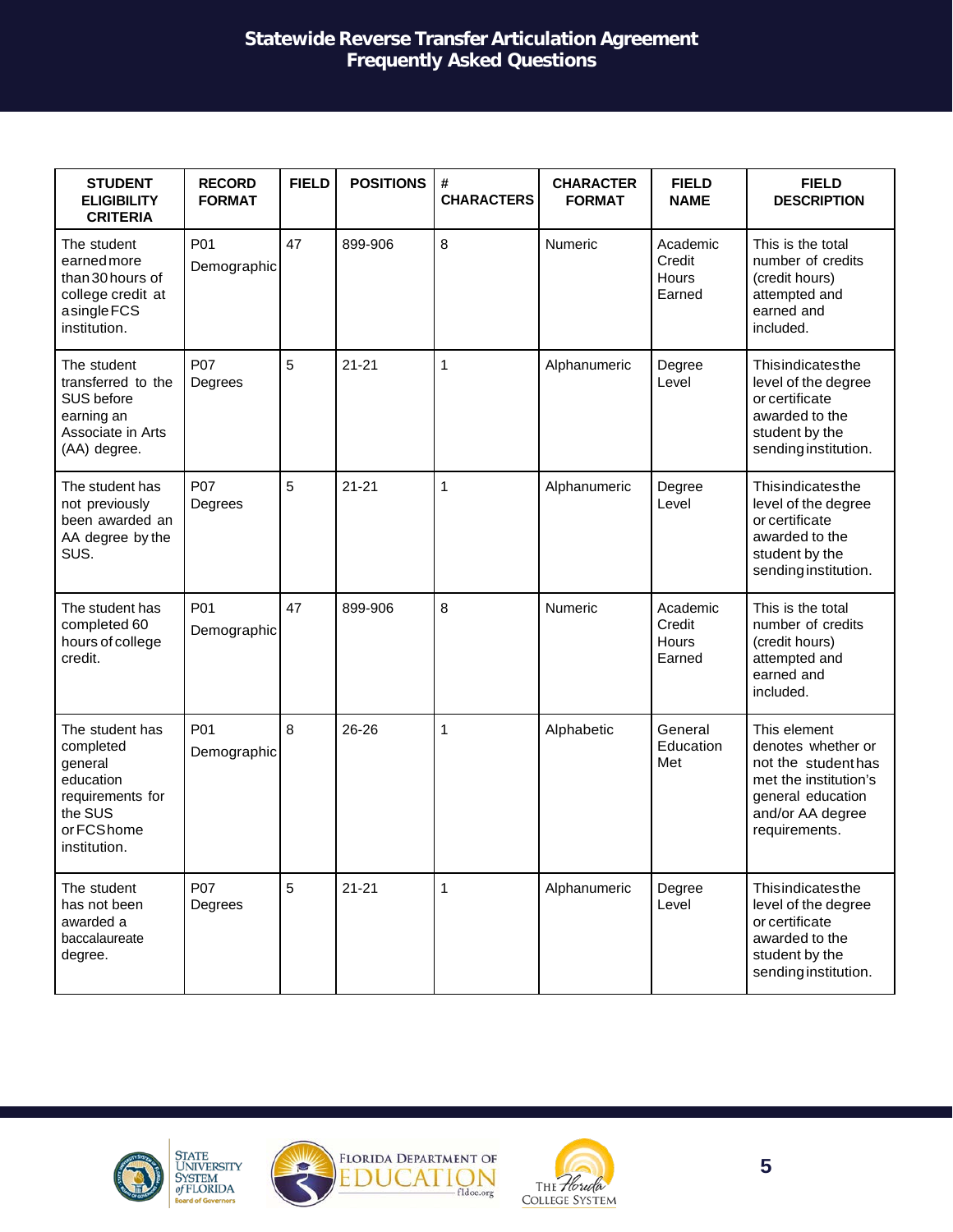| STUDENT ELIGIBILITY CRITERIA | RECORD FORMAT | FIELD | POSITIONS | # CHARACTERS | CHARACTER FORMAT | FIELD NAME | FIELD DESCRIPTION |
|---|---|---|---|---|---|---|---|
| The student earned more than 30 hours of college credit at a single FCS institution. | P01 Demographic | 47 | 899-906 | 8 | Numeric | Academic Credit Hours Earned | This is the total number of credits (credit hours) attempted and earned and included. |
| The student transferred to the SUS before earning an Associate in Arts (AA) degree. | P07 Degrees | 5 | 21-21 | 1 | Alphanumeric | Degree Level | This indicates the level of the degree or certificate awarded to the student by the sending institution. |
| The student has not previously been awarded an AA degree by the SUS. | P07 Degrees | 5 | 21-21 | 1 | Alphanumeric | Degree Level | This indicates the level of the degree or certificate awarded to the student by the sending institution. |
| The student has completed 60 hours of college credit. | P01 Demographic | 47 | 899-906 | 8 | Numeric | Academic Credit Hours Earned | This is the total number of credits (credit hours) attempted and earned and included. |
| The student has completed general education requirements for the SUS or FCS home institution. | P01 Demographic | 8 | 26-26 | 1 | Alphabetic | General Education Met | This element denotes whether or not the student has met the institution's general education and/or AA degree requirements. |
| The student has not been awarded a baccalaureate degree. | P07 Degrees | 5 | 21-21 | 1 | Alphanumeric | Degree Level | This indicates the level of the degree or certificate awarded to the student by the sending institution. |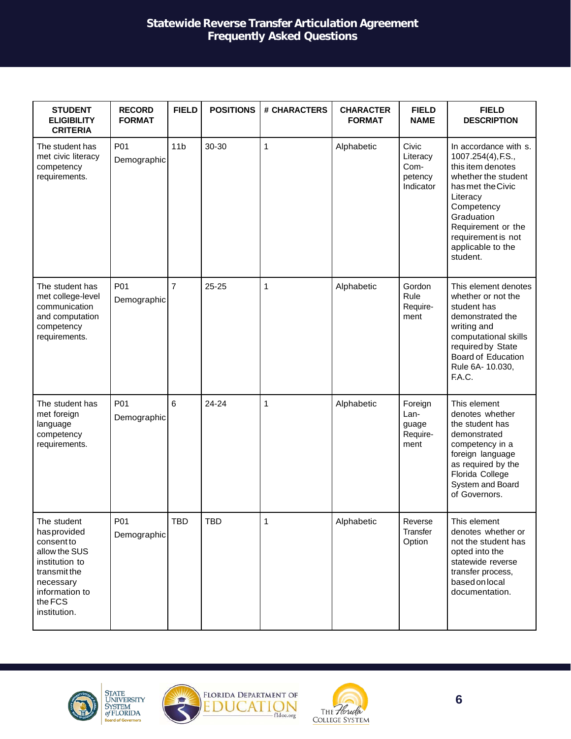| STUDENT ELIGIBILITY CRITERIA | RECORD FORMAT | FIELD | POSITIONS | # CHARACTERS | CHARACTER FORMAT | FIELD NAME | FIELD DESCRIPTION |
|---|---|---|---|---|---|---|---|
| The student has met civic literacy competency requirements. | P01 Demographic | 11b | 30-30 | 1 | Alphabetic | Civic Literacy Competency Indicator | In accordance with s. 1007.254(4), F.S., this item denotes whether the student has met the Civic Literacy Competency Graduation Requirement or the requirement is not applicable to the student. |
| The student has met college-level communication and computation competency requirements. | P01 Demographic | 7 | 25-25 | 1 | Alphabetic | Gordon Rule Requirement | This element denotes whether or not the student has demonstrated the writing and computational skills required by State Board of Education Rule 6A- 10.030, F.A.C. |
| The student has met foreign language competency requirements. | P01 Demographic | 6 | 24-24 | 1 | Alphabetic | Foreign Language Requirement | This element denotes whether the student has demonstrated competency in a foreign language as required by the Florida College System and Board of Governors. |
| The student has provided consent to allow the SUS institution to transmit the necessary information to the FCS institution. | P01 Demographic | TBD | TBD | 1 | Alphabetic | Reverse Transfer Option | This element denotes whether or not the student has opted into the statewide reverse transfer process, based on local documentation. |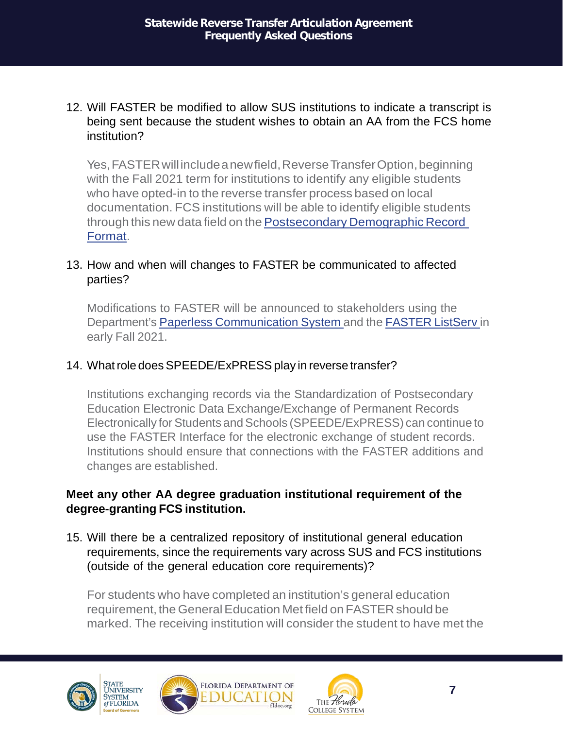12. Will FASTER be modified to allow SUS institutions to indicate a transcript is being sent because the student wishes to obtain an AA from the FCS home institution?

    Yes, FASTER will include a new field, Reverse Transfer Option, beginning with the Fall 2021 term for institutions to identify any eligible students who have opted-in to the reverse transfer process based on local documentation. FCS institutions will be able to identify eligible students through this new data field on the [Postsecondary Demographic Record Format](#).

13. How and when will changes to FASTER be communicated to affected parties?

    Modifications to FASTER will be announced to stakeholders using the Department's [Paperless Communication System](#) and the [FASTER ListServ](#) in early Fall 2021.

14. What role does SPEEDE/ExPRESS play in reverse transfer?

    Institutions exchanging records via the Standardization of Postsecondary Education Electronic Data Exchange/Exchange of Permanent Records Electronically for Students and Schools (SPEEDE/ExPRESS) can continue to use the FASTER Interface for the electronic exchange of student records. Institutions should ensure that connections with the FASTER additions and changes are established.

**Meet any other AA degree graduation institutional requirement of the degree-granting FCS institution.**

15. Will there be a centralized repository of institutional general education requirements, since the requirements vary across SUS and FCS institutions (outside of the general education core requirements)?

    For students who have completed an institution's general education requirement, the General Education Met field on FASTER should be marked. The receiving institution will consider the student to have met the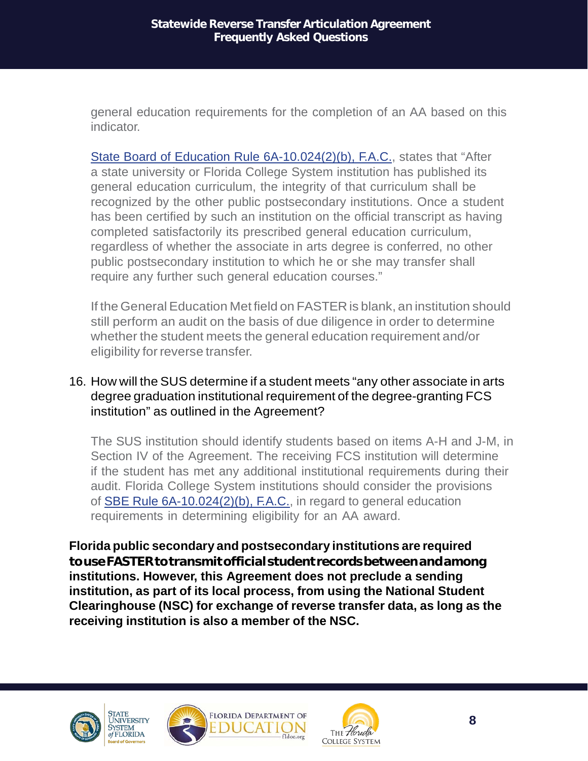general education requirements for the completion of an AA based on this indicator.

[State Board of Education Rule 6A-10.024(2)(b), F.A.C.](), states that "After a state university or Florida College System institution has published its general education curriculum, the integrity of that curriculum shall be recognized by the other public postsecondary institutions. Once a student has been certified by such an institution on the official transcript as having completed satisfactorily its prescribed general education curriculum, regardless of whether the associate in arts degree is conferred, no other public postsecondary institution to which he or she may transfer shall require any further such general education courses."

If the General Education Met field on FASTER is blank, an institution should still perform an audit on the basis of due diligence in order to determine whether the student meets the general education requirement and/or eligibility for reverse transfer.

16. How will the SUS determine if a student meets "any other associate in arts degree graduation institutional requirement of the degree-granting FCS institution" as outlined in the Agreement?

    The SUS institution should identify students based on items A-H and J-M, in Section IV of the Agreement. The receiving FCS institution will determine if the student has met any additional institutional requirements during their audit. Florida College System institutions should consider the provisions of [SBE Rule 6A-10.024(2)(b), F.A.C.](), in regard to general education requirements in determining eligibility for an AA award.

**Florida public secondary and postsecondary institutions are required to use FASTER to transmit official student records between and among institutions. However, this Agreement does not preclude a sending institution, as part of its local process, from using the National Student Clearinghouse (NSC) for exchange of reverse transfer data, as long as the receiving institution is also a member of the NSC.**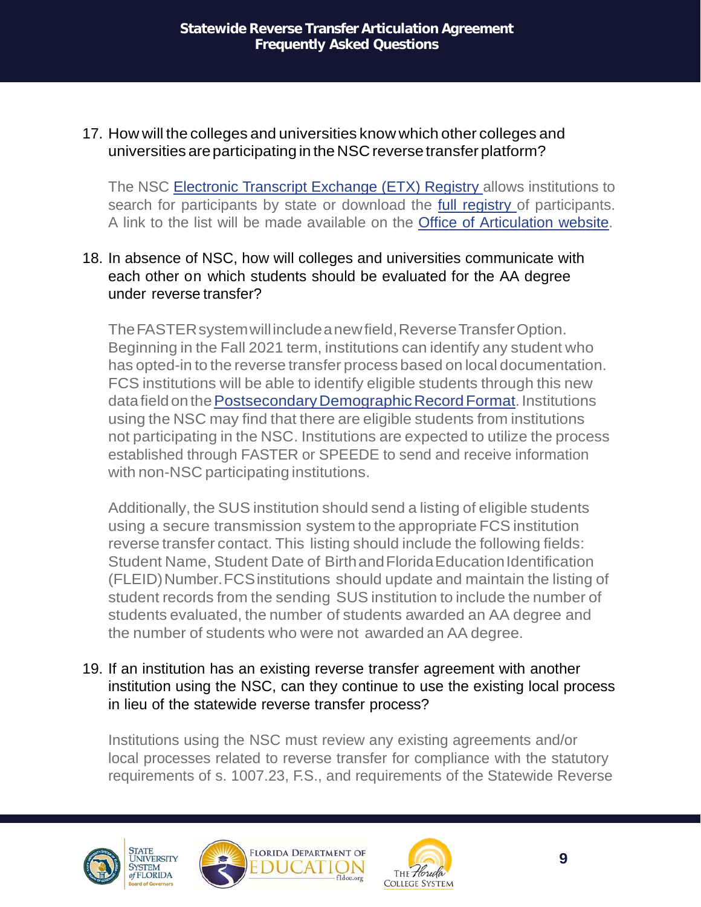17. How will the colleges and universities know which other colleges and universities are participating in the NSC reverse transfer platform?

    The NSC [Electronic Transcript Exchange (ETX) Registry](#) allows institutions to search for participants by state or download the [full registry](#) of participants. A link to the list will be made available on the [Office of Articulation website](#).

18. In absence of NSC, how will colleges and universities communicate with each other on which students should be evaluated for the AA degree under reverse transfer?

    The FASTER system will include a new field, Reverse Transfer Option. Beginning in the Fall 2021 term, institutions can identify any student who has opted-in to the reverse transfer process based on local documentation. FCS institutions will be able to identify eligible students through this new data field on the [Postsecondary Demographic Record Format](#). Institutions using the NSC may find that there are eligible students from institutions not participating in the NSC. Institutions are expected to utilize the process established through FASTER or SPEEDE to send and receive information with non-NSC participating institutions.

    Additionally, the SUS institution should send a listing of eligible students using a secure transmission system to the appropriate FCS institution reverse transfer contact. This listing should include the following fields: Student Name, Student Date of Birth and Florida Education Identification (FLEID) Number. FCS institutions should update and maintain the listing of student records from the sending SUS institution to include the number of students evaluated, the number of students awarded an AA degree and the number of students who were not awarded an AA degree.

19. If an institution has an existing reverse transfer agreement with another institution using the NSC, can they continue to use the existing local process in lieu of the statewide reverse transfer process?

    Institutions using the NSC must review any existing agreements and/or local processes related to reverse transfer for compliance with the statutory requirements of s. 1007.23, F.S., and requirements of the Statewide Reverse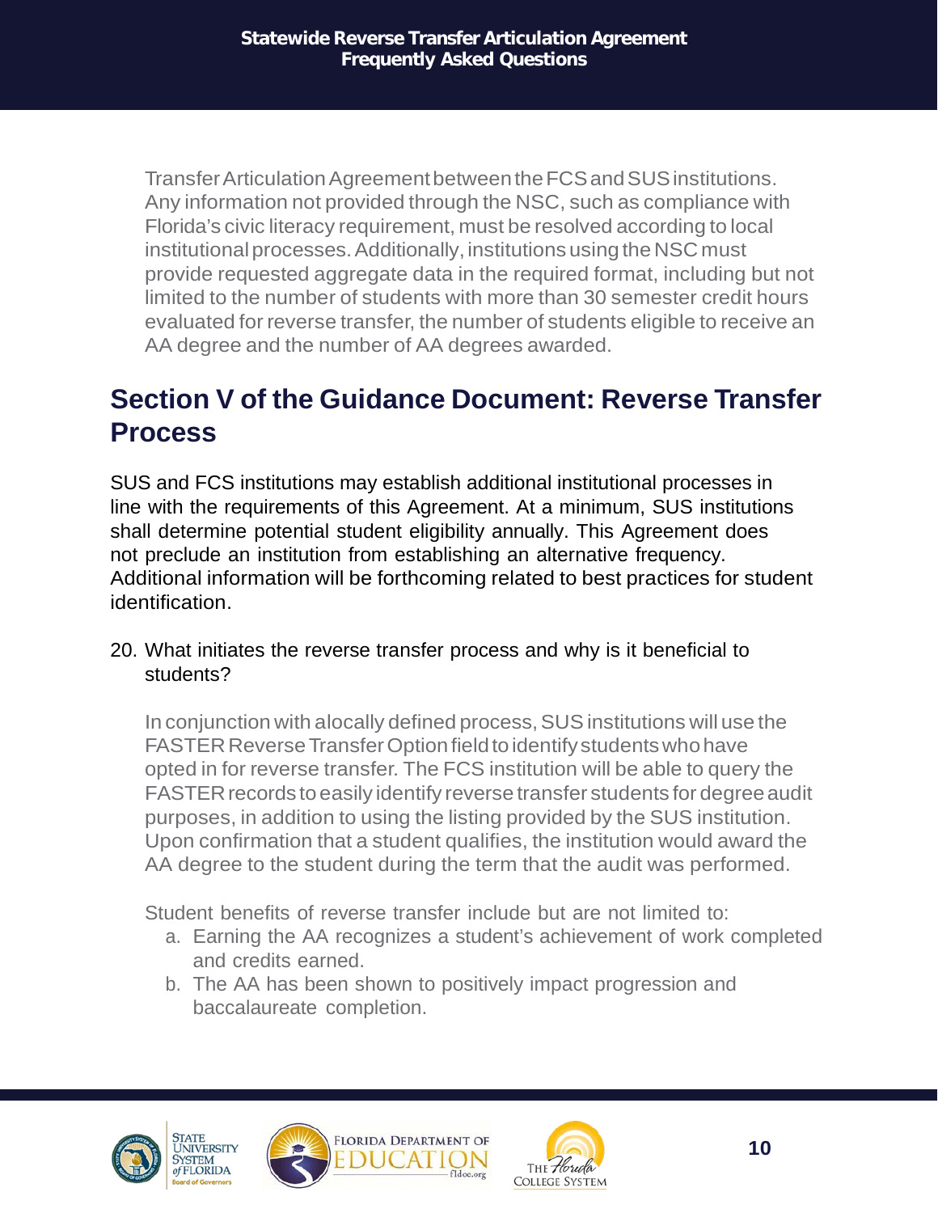Transfer Articulation Agreement between the FCS and SUS institutions. Any information not provided through the NSC, such as compliance with Florida's civic literacy requirement, must be resolved according to local institutional processes. Additionally, institutions using the NSC must provide requested aggregate data in the required format, including but not limited to the number of students with more than 30 semester credit hours evaluated for reverse transfer, the number of students eligible to receive an AA degree and the number of AA degrees awarded.

## Section V of the Guidance Document: Reverse Transfer Process

SUS and FCS institutions may establish additional institutional processes in line with the requirements of this Agreement. At a minimum, SUS institutions shall determine potential student eligibility annually. This Agreement does not preclude an institution from establishing an alternative frequency. Additional information will be forthcoming related to best practices for student identification.

20. What initiates the reverse transfer process and why is it beneficial to students?

    In conjunction with alocally defined process, SUS institutions will use the FASTER Reverse Transfer Option field to identify students who have opted in for reverse transfer. The FCS institution will be able to query the FASTER records to easily identify reverse transfer students for degree audit purposes, in addition to using the listing provided by the SUS institution. Upon confirmation that a student qualifies, the institution would award the AA degree to the student during the term that the audit was performed.

    Student benefits of reverse transfer include but are not limited to:

    a. Earning the AA recognizes a student's achievement of work completed and credits earned.
    b. The AA has been shown to positively impact progression and baccalaureate completion.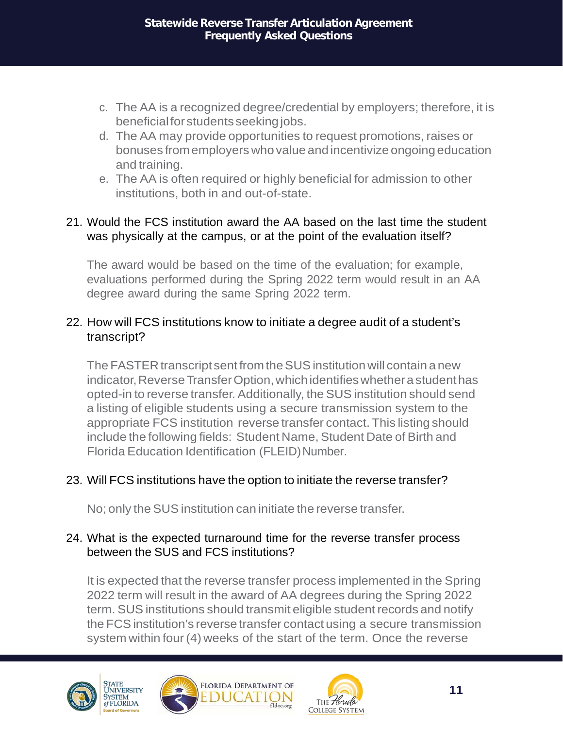c. The AA is a recognized degree/credential by employers; therefore, it is beneficial for students seeking jobs.
d. The AA may provide opportunities to request promotions, raises or bonuses from employers who value and incentivize ongoing education and training.
e. The AA is often required or highly beneficial for admission to other institutions, both in and out-of-state.

21. Would the FCS institution award the AA based on the last time the student was physically at the campus, or at the point of the evaluation itself?

    The award would be based on the time of the evaluation; for example, evaluations performed during the Spring 2022 term would result in an AA degree award during the same Spring 2022 term.

22. How will FCS institutions know to initiate a degree audit of a student's transcript?

    The FASTER transcript sent from the SUS institution will contain a new indicator, Reverse Transfer Option, which identifies whether a student has opted-in to reverse transfer. Additionally, the SUS institution should send a listing of eligible students using a secure transmission system to the appropriate FCS institution reverse transfer contact. This listing should include the following fields: Student Name, Student Date of Birth and Florida Education Identification (FLEID) Number.

23. Will FCS institutions have the option to initiate the reverse transfer?

    No; only the SUS institution can initiate the reverse transfer.

24. What is the expected turnaround time for the reverse transfer process between the SUS and FCS institutions?

    It is expected that the reverse transfer process implemented in the Spring 2022 term will result in the award of AA degrees during the Spring 2022 term. SUS institutions should transmit eligible student records and notify the FCS institution's reverse transfer contact using a secure transmission system within four (4) weeks of the start of the term. Once the reverse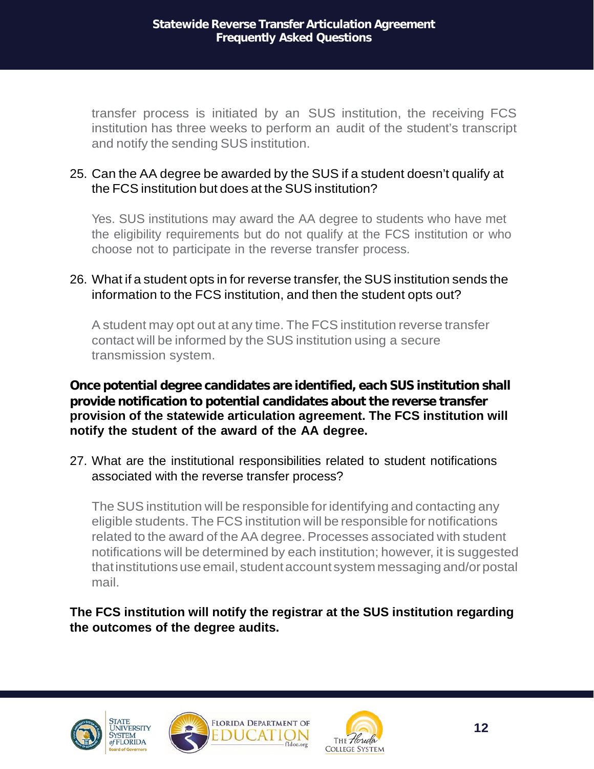transfer process is initiated by an SUS institution, the receiving FCS institution has three weeks to perform an audit of the student's transcript and notify the sending SUS institution.

25. Can the AA degree be awarded by the SUS if a student doesn't qualify at the FCS institution but does at the SUS institution?

    Yes. SUS institutions may award the AA degree to students who have met the eligibility requirements but do not qualify at the FCS institution or who choose not to participate in the reverse transfer process.

26. What if a student opts in for reverse transfer, the SUS institution sends the information to the FCS institution, and then the student opts out?

    A student may opt out at any time. The FCS institution reverse transfer contact will be informed by the SUS institution using a secure transmission system.

**Once potential degree candidates are identified, each SUS institution shall provide notification to potential candidates about the reverse transfer provision of the statewide articulation agreement. The FCS institution will notify the student of the award of the AA degree.**

27. What are the institutional responsibilities related to student notifications associated with the reverse transfer process?

    The SUS institution will be responsible for identifying and contacting any eligible students. The FCS institution will be responsible for notifications related to the award of the AA degree. Processes associated with student notifications will be determined by each institution; however, it is suggested that institutions use email, student account system messaging and/or postal mail.

**The FCS institution will notify the registrar at the SUS institution regarding the outcomes of the degree audits.**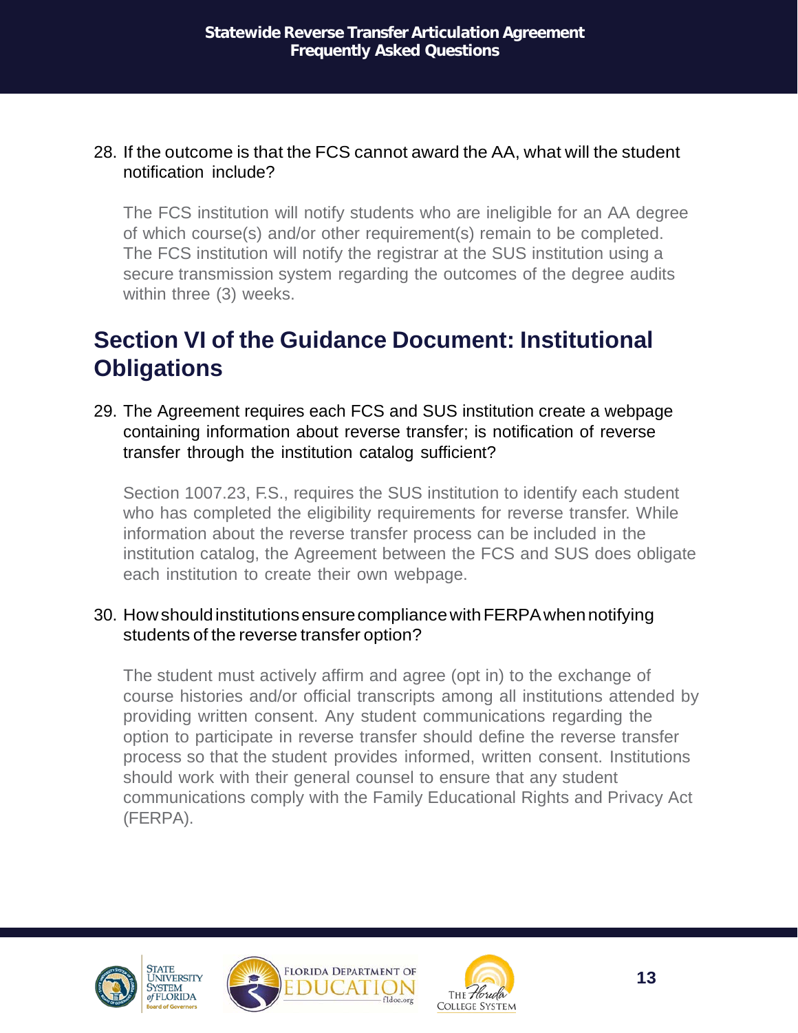28. If the outcome is that the FCS cannot award the AA, what will the student notification include?

    The FCS institution will notify students who are ineligible for an AA degree of which course(s) and/or other requirement(s) remain to be completed. The FCS institution will notify the registrar at the SUS institution using a secure transmission system regarding the outcomes of the degree audits within three (3) weeks.

## Section VI of the Guidance Document: Institutional Obligations

29. The Agreement requires each FCS and SUS institution create a webpage containing information about reverse transfer; is notification of reverse transfer through the institution catalog sufficient?

    Section 1007.23, F.S., requires the SUS institution to identify each student who has completed the eligibility requirements for reverse transfer. While information about the reverse transfer process can be included in the institution catalog, the Agreement between the FCS and SUS does obligate each institution to create their own webpage.

30. How should institutions ensure compliance with FERPA when notifying students of the reverse transfer option?

    The student must actively affirm and agree (opt in) to the exchange of course histories and/or official transcripts among all institutions attended by providing written consent. Any student communications regarding the option to participate in reverse transfer should define the reverse transfer process so that the student provides informed, written consent. Institutions should work with their general counsel to ensure that any student communications comply with the Family Educational Rights and Privacy Act (FERPA).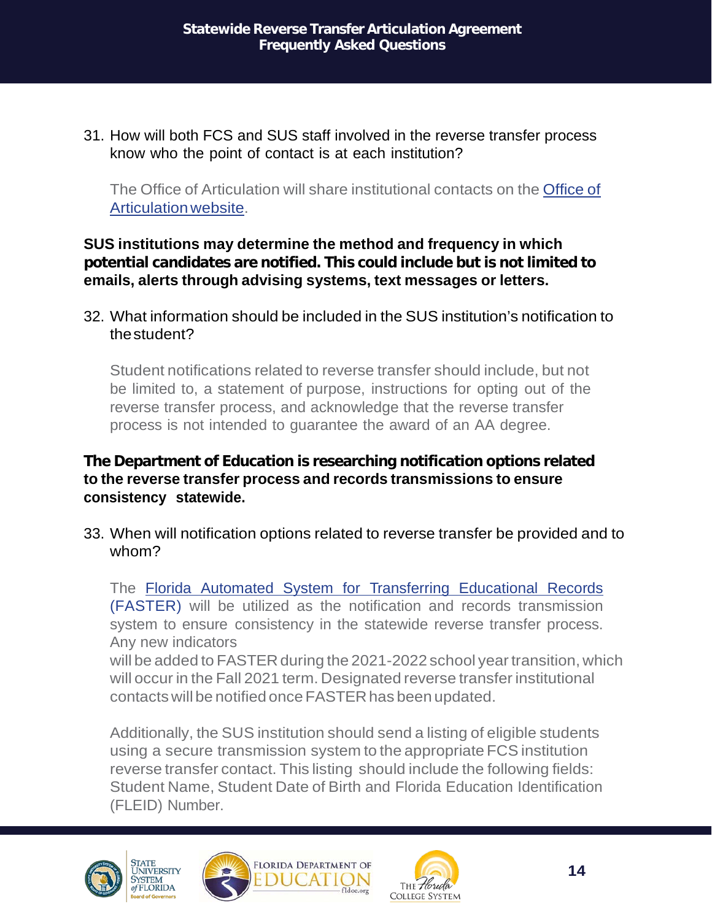31. How will both FCS and SUS staff involved in the reverse transfer process know who the point of contact is at each institution?

    The Office of Articulation will share institutional contacts on the Office of Articulation website.

**SUS institutions may determine the method and frequency in which potential candidates are notified. This could include but is not limited to emails, alerts through advising systems, text messages or letters.**

32. What information should be included in the SUS institution's notification to the student?

    Student notifications related to reverse transfer should include, but not be limited to, a statement of purpose, instructions for opting out of the reverse transfer process, and acknowledge that the reverse transfer process is not intended to guarantee the award of an AA degree.

**The Department of Education is researching notification options related to the reverse transfer process and records transmissions to ensure consistency statewide.**

33. When will notification options related to reverse transfer be provided and to whom?

    The Florida Automated System for Transferring Educational Records (FASTER) will be utilized as the notification and records transmission system to ensure consistency in the statewide reverse transfer process. Any new indicators will be added to FASTER during the 2021-2022 school year transition, which will occur in the Fall 2021 term. Designated reverse transfer institutional contacts will be notified once FASTER has been updated.

    Additionally, the SUS institution should send a listing of eligible students using a secure transmission system to the appropriate FCS institution reverse transfer contact. This listing should include the following fields: Student Name, Student Date of Birth and Florida Education Identification (FLEID) Number.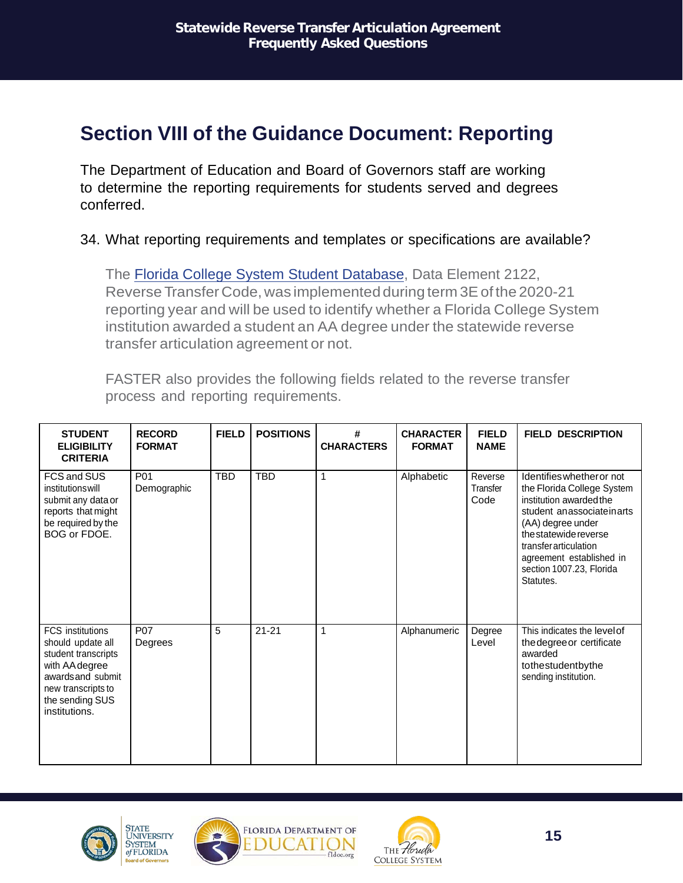## Section VIII of the Guidance Document: Reporting

The Department of Education and Board of Governors staff are working to determine the reporting requirements for students served and degrees conferred.

34. What reporting requirements and templates or specifications are available?

The Florida College System Student Database, Data Element 2122, Reverse Transfer Code, was implemented during term 3E of the 2020-21 reporting year and will be used to identify whether a Florida College System institution awarded a student an AA degree under the statewide reverse transfer articulation agreement or not.

FASTER also provides the following fields related to the reverse transfer process and reporting requirements.

| STUDENT ELIGIBILITY CRITERIA | RECORD FORMAT | FIELD | POSITIONS | # CHARACTERS | CHARACTER FORMAT | FIELD NAME | FIELD DESCRIPTION |
|---|---|---|---|---|---|---|---|
| FCS and SUS institutions will submit any data or reports that might be required by the BOG or FDOE. | P01 Demographic | TBD | TBD | 1 | Alphabetic | Reverse Transfer Code | Identifies whether or not the Florida College System institution awarded the student an associate in arts (AA) degree under the statewide reverse transfer articulation agreement established in section 1007.23, Florida Statutes. |
| FCS institutions should update all student transcripts with AA degree awards and submit new transcripts to the sending SUS institutions. | P07 Degrees | 5 | 21-21 | 1 | Alphanumeric | Degree Level | This indicates the level of the degree or certificate awarded to the student by the sending institution. |